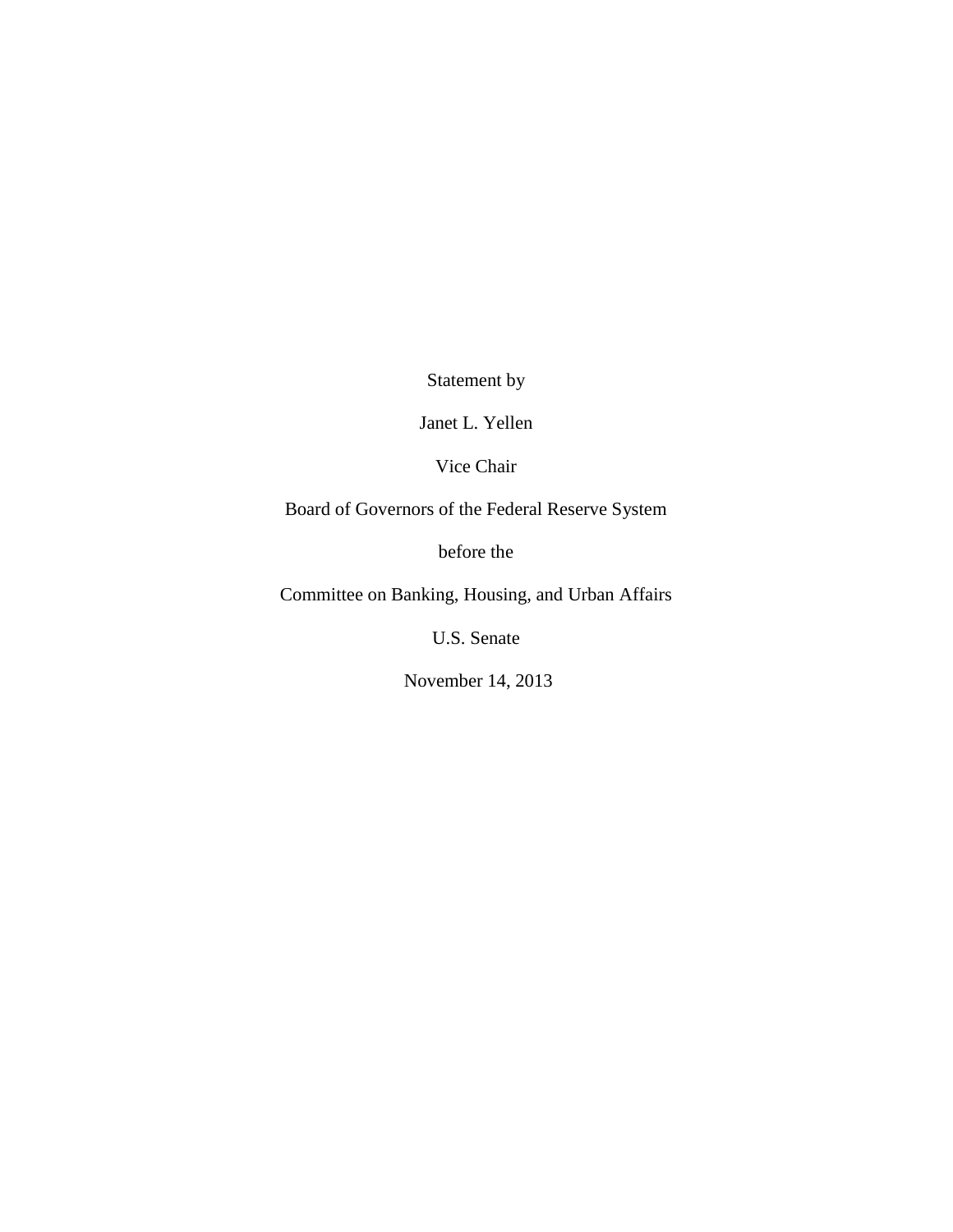Statement by

Janet L. Yellen

Vice Chair

Board of Governors of the Federal Reserve System

before the

Committee on Banking, Housing, and Urban Affairs

U.S. Senate

November 14, 2013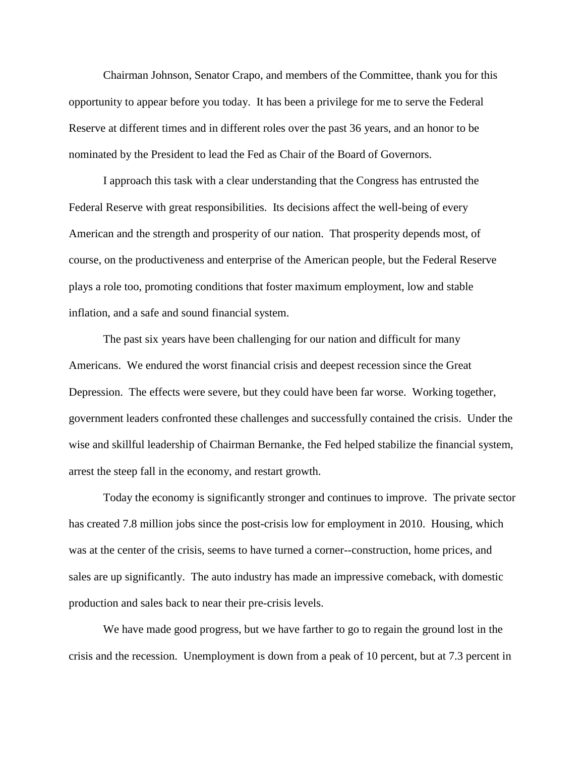Chairman Johnson, Senator Crapo, and members of the Committee, thank you for this opportunity to appear before you today. It has been a privilege for me to serve the Federal Reserve at different times and in different roles over the past 36 years, and an honor to be nominated by the President to lead the Fed as Chair of the Board of Governors.

I approach this task with a clear understanding that the Congress has entrusted the Federal Reserve with great responsibilities. Its decisions affect the well-being of every American and the strength and prosperity of our nation. That prosperity depends most, of course, on the productiveness and enterprise of the American people, but the Federal Reserve plays a role too, promoting conditions that foster maximum employment, low and stable inflation, and a safe and sound financial system.

The past six years have been challenging for our nation and difficult for many Americans. We endured the worst financial crisis and deepest recession since the Great Depression. The effects were severe, but they could have been far worse. Working together, government leaders confronted these challenges and successfully contained the crisis. Under the wise and skillful leadership of Chairman Bernanke, the Fed helped stabilize the financial system, arrest the steep fall in the economy, and restart growth.

Today the economy is significantly stronger and continues to improve. The private sector has created 7.8 million jobs since the post-crisis low for employment in 2010. Housing, which was at the center of the crisis, seems to have turned a corner--construction, home prices, and sales are up significantly. The auto industry has made an impressive comeback, with domestic production and sales back to near their pre-crisis levels.

We have made good progress, but we have farther to go to regain the ground lost in the crisis and the recession. Unemployment is down from a peak of 10 percent, but at 7.3 percent in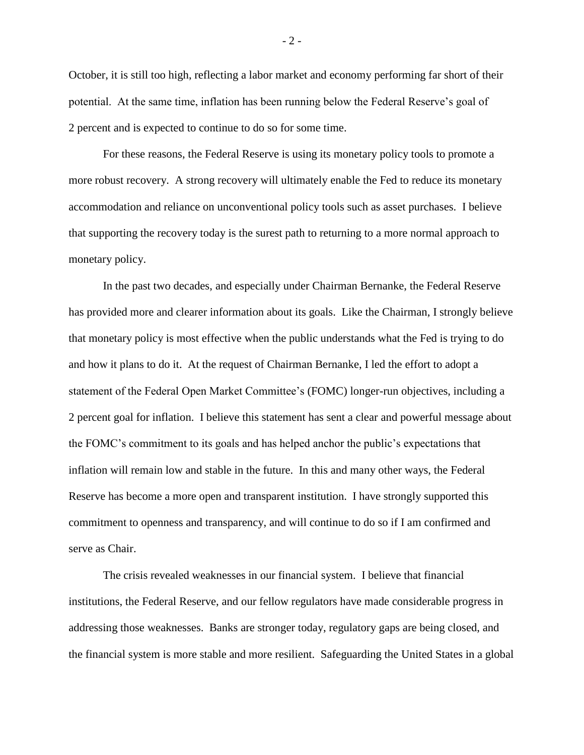October, it is still too high, reflecting a labor market and economy performing far short of their potential. At the same time, inflation has been running below the Federal Reserve's goal of 2 percent and is expected to continue to do so for some time.

For these reasons, the Federal Reserve is using its monetary policy tools to promote a more robust recovery. A strong recovery will ultimately enable the Fed to reduce its monetary accommodation and reliance on unconventional policy tools such as asset purchases. I believe that supporting the recovery today is the surest path to returning to a more normal approach to monetary policy.

In the past two decades, and especially under Chairman Bernanke, the Federal Reserve has provided more and clearer information about its goals. Like the Chairman, I strongly believe that monetary policy is most effective when the public understands what the Fed is trying to do and how it plans to do it. At the request of Chairman Bernanke, I led the effort to adopt a statement of the Federal Open Market Committee's (FOMC) longer-run objectives, including a 2 percent goal for inflation. I believe this statement has sent a clear and powerful message about the FOMC's commitment to its goals and has helped anchor the public's expectations that inflation will remain low and stable in the future. In this and many other ways, the Federal Reserve has become a more open and transparent institution. I have strongly supported this commitment to openness and transparency, and will continue to do so if I am confirmed and serve as Chair.

The crisis revealed weaknesses in our financial system. I believe that financial institutions, the Federal Reserve, and our fellow regulators have made considerable progress in addressing those weaknesses. Banks are stronger today, regulatory gaps are being closed, and the financial system is more stable and more resilient. Safeguarding the United States in a global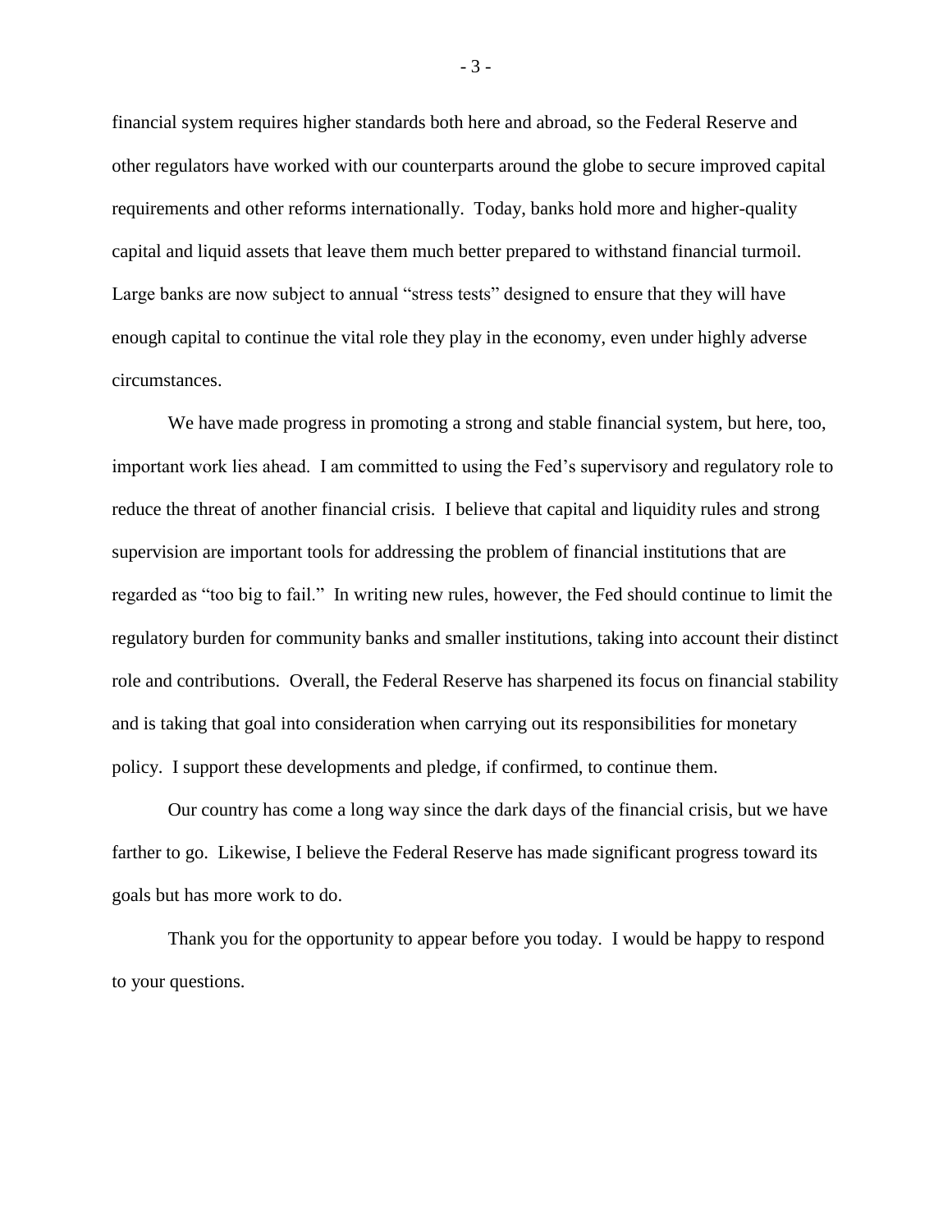financial system requires higher standards both here and abroad, so the Federal Reserve and other regulators have worked with our counterparts around the globe to secure improved capital requirements and other reforms internationally. Today, banks hold more and higher-quality capital and liquid assets that leave them much better prepared to withstand financial turmoil. Large banks are now subject to annual "stress tests" designed to ensure that they will have enough capital to continue the vital role they play in the economy, even under highly adverse circumstances.

We have made progress in promoting a strong and stable financial system, but here, too, important work lies ahead. I am committed to using the Fed's supervisory and regulatory role to reduce the threat of another financial crisis. I believe that capital and liquidity rules and strong supervision are important tools for addressing the problem of financial institutions that are regarded as "too big to fail." In writing new rules, however, the Fed should continue to limit the regulatory burden for community banks and smaller institutions, taking into account their distinct role and contributions. Overall, the Federal Reserve has sharpened its focus on financial stability and is taking that goal into consideration when carrying out its responsibilities for monetary policy. I support these developments and pledge, if confirmed, to continue them.

Our country has come a long way since the dark days of the financial crisis, but we have farther to go. Likewise, I believe the Federal Reserve has made significant progress toward its goals but has more work to do.

Thank you for the opportunity to appear before you today. I would be happy to respond to your questions.